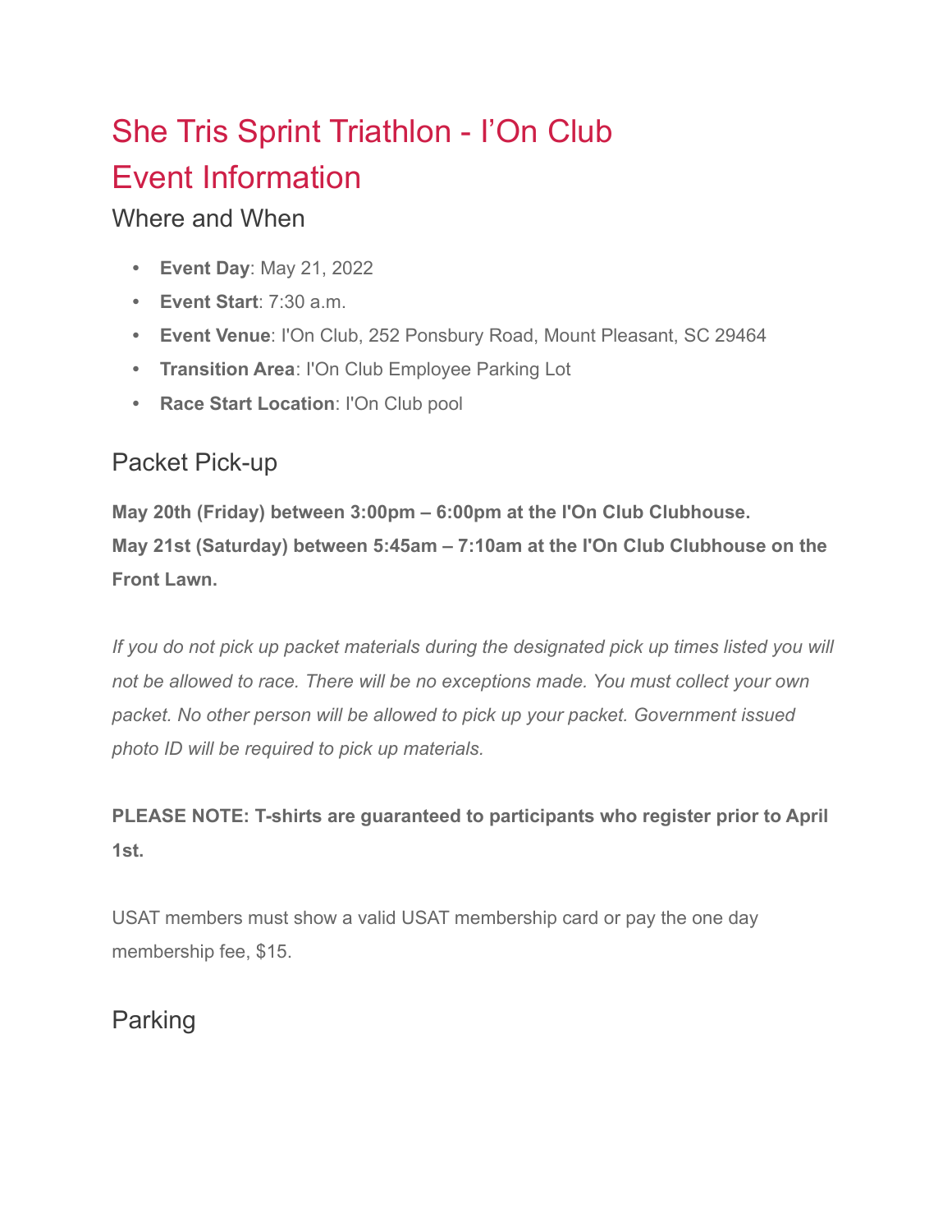# She Tris Sprint Triathlon - I'On Club

# Event Information

## Where and When

- **Event Day**: May 21, 2022
- **Event Start**: 7:30 a.m.
- **Event Venue**: I'On Club, 252 Ponsbury Road, Mount Pleasant, SC 29464
- **Transition Area**: I'On Club Employee Parking Lot
- **Race Start Location**: I'On Club pool

## Packet Pick-up

**May 20th (Friday) between 3:00pm – 6:00pm at the I'On Club Clubhouse.**
**May 21st (Saturday) between 5:45am – 7:10am at the I'On Club Clubhouse on the Front Lawn.**

*If you do not pick up packet materials during the designated pick up times listed you will not be allowed to race. There will be no exceptions made. You must collect your own packet. No other person will be allowed to pick up your packet. Government issued photo ID will be required to pick up materials.*

**PLEASE NOTE: T-shirts are guaranteed to participants who register prior to April 1st.**

USAT members must show a valid USAT membership card or pay the one day membership fee, $15.

## Parking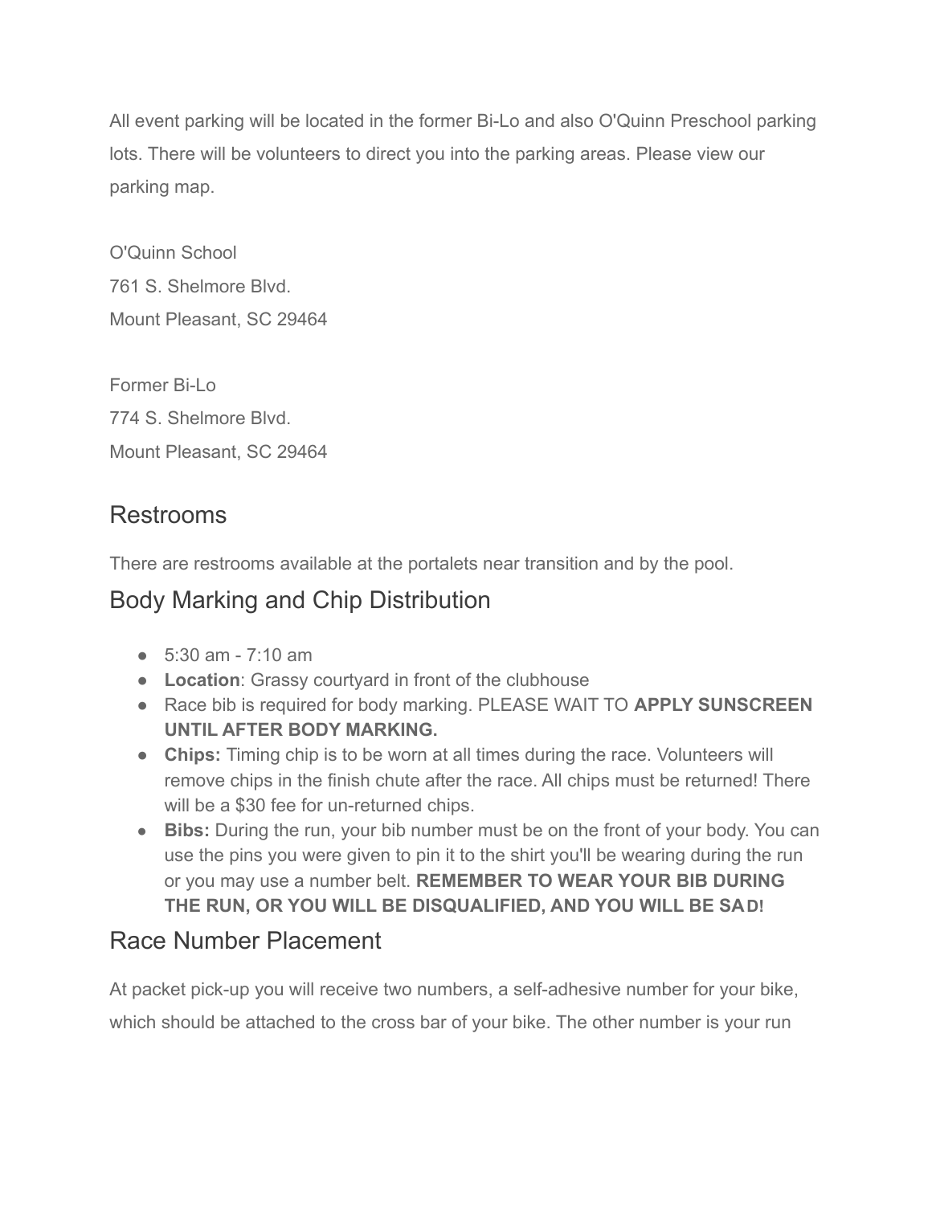All event parking will be located in the former Bi-Lo and also O'Quinn Preschool parking lots. There will be volunteers to direct you into the parking areas. Please view our parking map.

O'Quinn School
761 S. Shelmore Blvd.
Mount Pleasant, SC 29464

Former Bi-Lo
774 S. Shelmore Blvd.
Mount Pleasant, SC 29464

## Restrooms

There are restrooms available at the portalets near transition and by the pool.

## Body Marking and Chip Distribution

- 5:30 am - 7:10 am
- **Location**: Grassy courtyard in front of the clubhouse
- Race bib is required for body marking. PLEASE WAIT TO **APPLY SUNSCREEN UNTIL AFTER BODY MARKING.**
- **Chips:** Timing chip is to be worn at all times during the race. Volunteers will remove chips in the finish chute after the race. All chips must be returned! There will be a $30 fee for un-returned chips.
- **Bibs:** During the run, your bib number must be on the front of your body. You can use the pins you were given to pin it to the shirt you'll be wearing during the run or you may use a number belt. **REMEMBER TO WEAR YOUR BIB DURING THE RUN, OR YOU WILL BE DISQUALIFIED, AND YOU WILL BE SAD!**

## Race Number Placement

At packet pick-up you will receive two numbers, a self-adhesive number for your bike, which should be attached to the cross bar of your bike. The other number is your run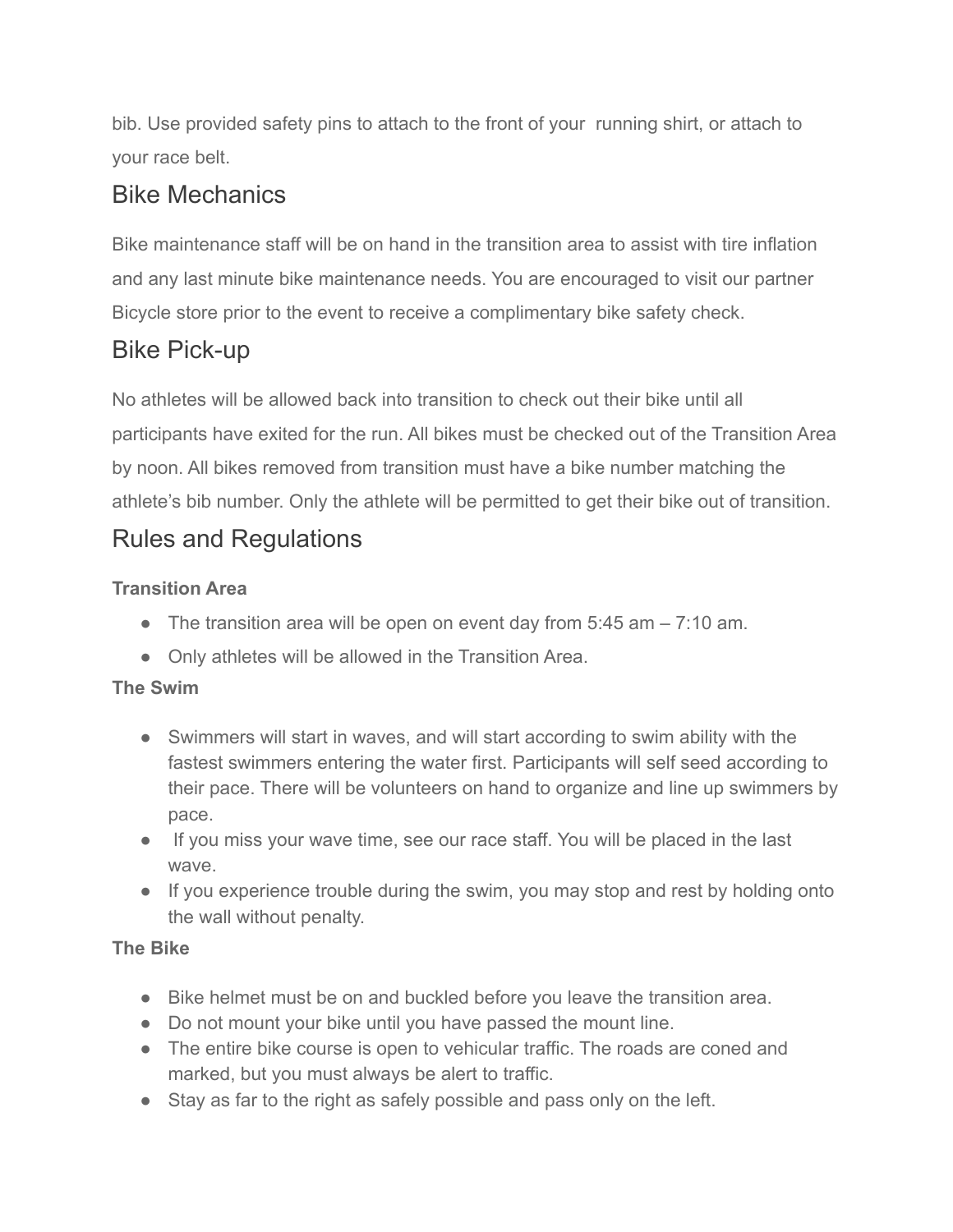bib. Use provided safety pins to attach to the front of your running shirt, or attach to your race belt.

## Bike Mechanics

Bike maintenance staff will be on hand in the transition area to assist with tire inflation and any last minute bike maintenance needs. You are encouraged to visit our partner Bicycle store prior to the event to receive a complimentary bike safety check.

## Bike Pick-up

No athletes will be allowed back into transition to check out their bike until all participants have exited for the run. All bikes must be checked out of the Transition Area by noon. All bikes removed from transition must have a bike number matching the athlete's bib number. Only the athlete will be permitted to get their bike out of transition.

## Rules and Regulations

**Transition Area**

- The transition area will be open on event day from 5:45 am – 7:10 am.
- Only athletes will be allowed in the Transition Area.

**The Swim**

- Swimmers will start in waves, and will start according to swim ability with the fastest swimmers entering the water first. Participants will self seed according to their pace. There will be volunteers on hand to organize and line up swimmers by pace.
- If you miss your wave time, see our race staff. You will be placed in the last wave.
- If you experience trouble during the swim, you may stop and rest by holding onto the wall without penalty.

**The Bike**

- Bike helmet must be on and buckled before you leave the transition area.
- Do not mount your bike until you have passed the mount line.
- The entire bike course is open to vehicular traffic. The roads are coned and marked, but you must always be alert to traffic.
- Stay as far to the right as safely possible and pass only on the left.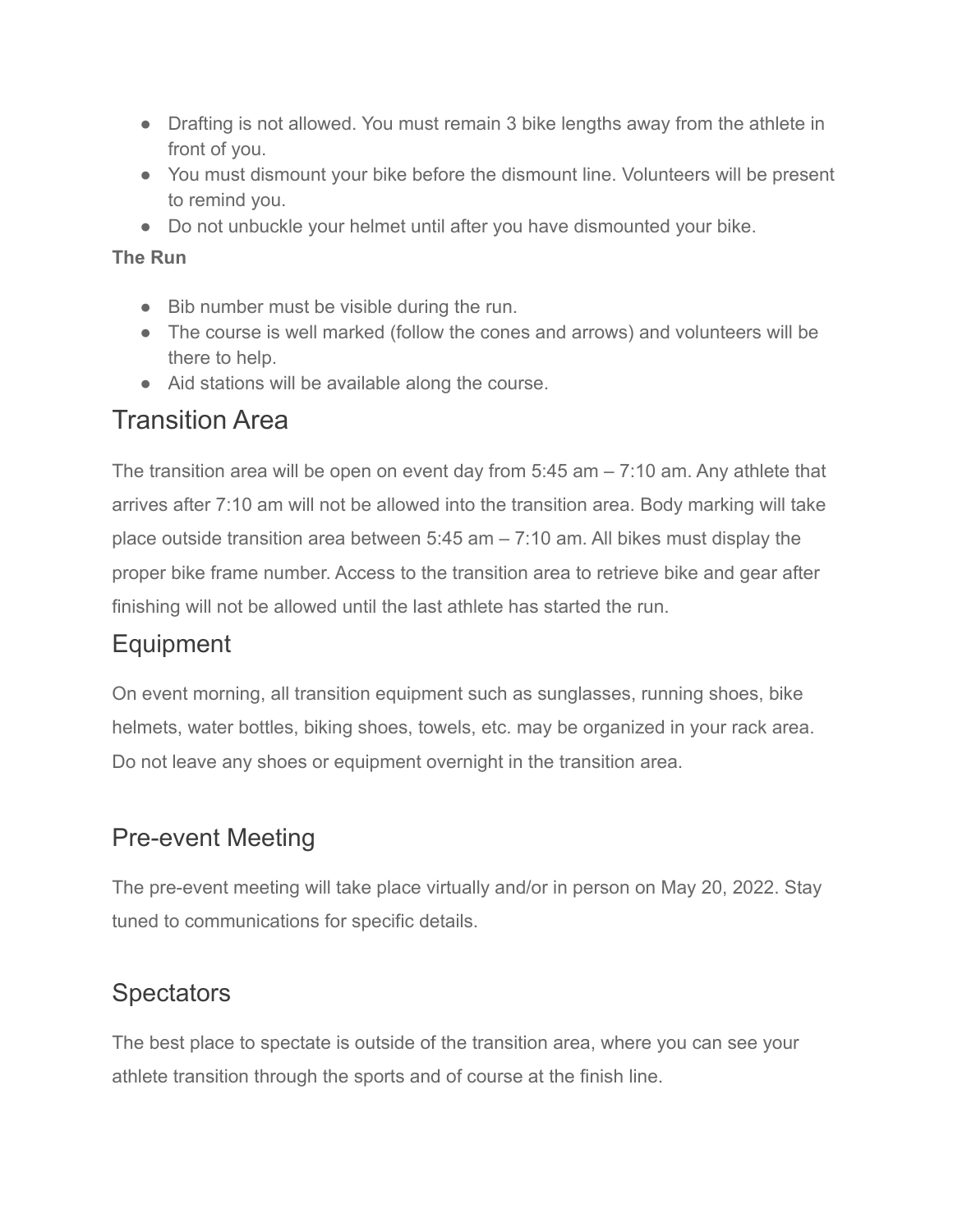- Drafting is not allowed. You must remain 3 bike lengths away from the athlete in front of you.
- You must dismount your bike before the dismount line. Volunteers will be present to remind you.
- Do not unbuckle your helmet until after you have dismounted your bike.

**The Run**

- Bib number must be visible during the run.
- The course is well marked (follow the cones and arrows) and volunteers will be there to help.
- Aid stations will be available along the course.

## Transition Area

The transition area will be open on event day from 5:45 am – 7:10 am. Any athlete that arrives after 7:10 am will not be allowed into the transition area. Body marking will take place outside transition area between 5:45 am – 7:10 am. All bikes must display the proper bike frame number. Access to the transition area to retrieve bike and gear after finishing will not be allowed until the last athlete has started the run.

## Equipment

On event morning, all transition equipment such as sunglasses, running shoes, bike helmets, water bottles, biking shoes, towels, etc. may be organized in your rack area. Do not leave any shoes or equipment overnight in the transition area.

## Pre-event Meeting

The pre-event meeting will take place virtually and/or in person on May 20, 2022. Stay tuned to communications for specific details.

## Spectators

The best place to spectate is outside of the transition area, where you can see your athlete transition through the sports and of course at the finish line.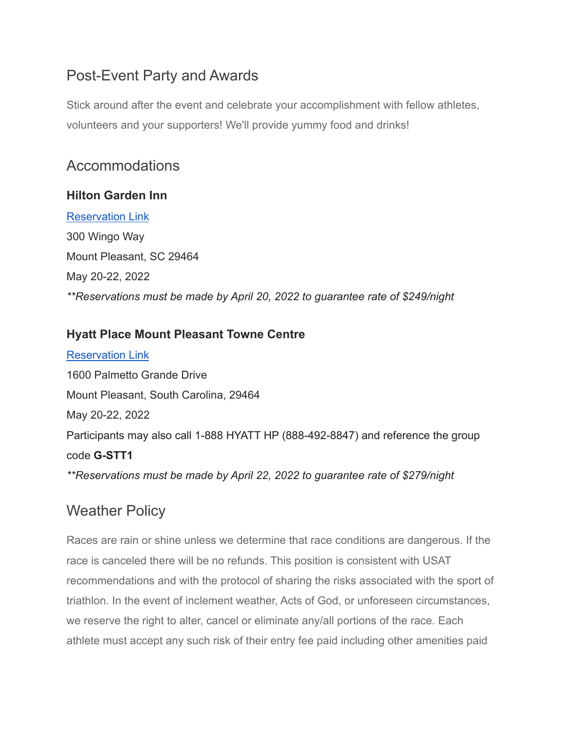## Post-Event Party and Awards

Stick around after the event and celebrate your accomplishment with fellow athletes, volunteers and your supporters! We'll provide yummy food and drinks!

## Accommodations

**Hilton Garden Inn**

Reservation Link

300 Wingo Way

Mount Pleasant, SC 29464

May 20-22, 2022

*\*\*Reservations must be made by April 20, 2022 to guarantee rate of $249/night*

**Hyatt Place Mount Pleasant Towne Centre**

Reservation Link

1600 Palmetto Grande Drive

Mount Pleasant, South Carolina, 29464

May 20-22, 2022

Participants may also call 1-888 HYATT HP (888-492-8847) and reference the group code **G-STT1**

*\*\*Reservations must be made by April 22, 2022 to guarantee rate of $279/night*

## Weather Policy

Races are rain or shine unless we determine that race conditions are dangerous. If the race is canceled there will be no refunds. This position is consistent with USAT recommendations and with the protocol of sharing the risks associated with the sport of triathlon. In the event of inclement weather, Acts of God, or unforeseen circumstances, we reserve the right to alter, cancel or eliminate any/all portions of the race. Each athlete must accept any such risk of their entry fee paid including other amenities paid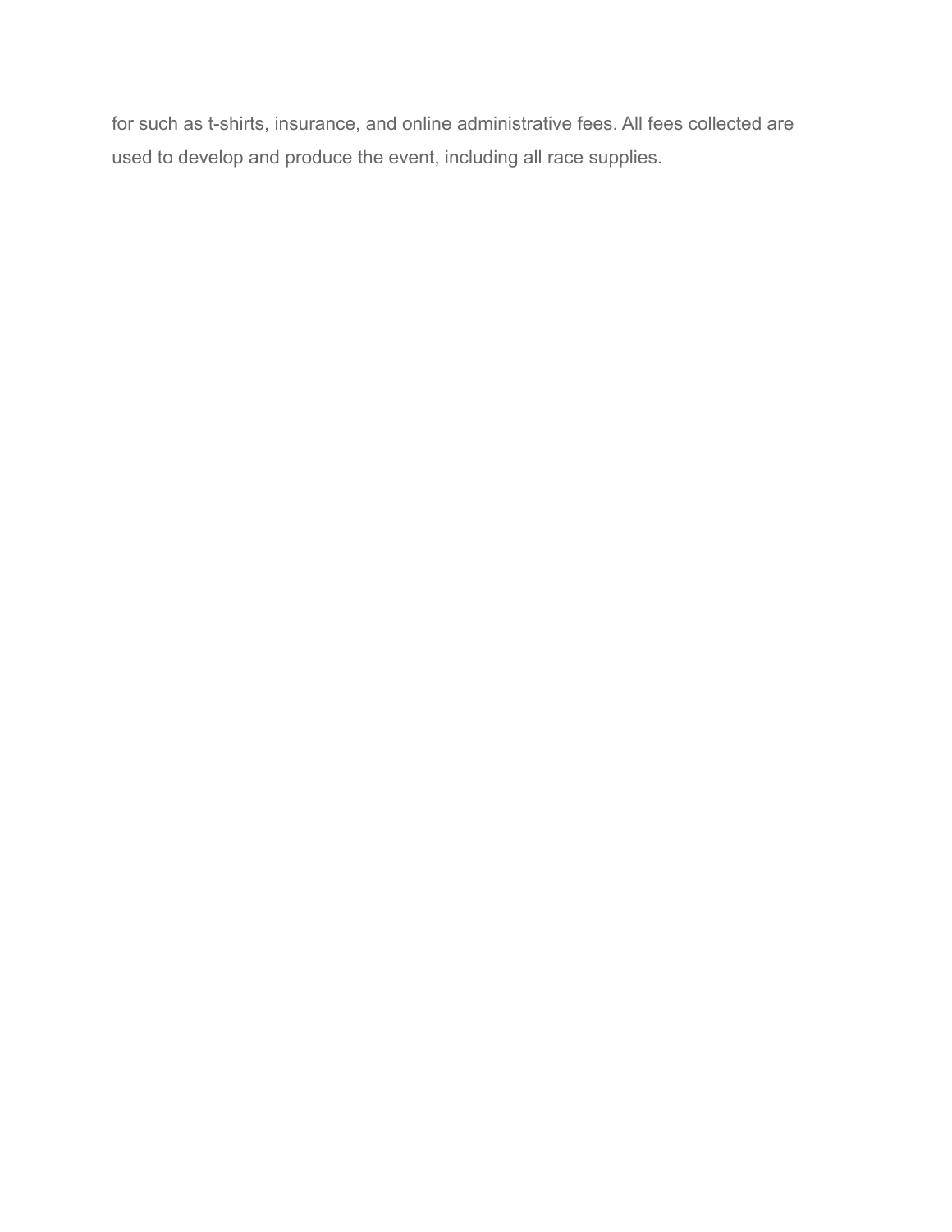for such as t-shirts, insurance, and online administrative fees. All fees collected are used to develop and produce the event, including all race supplies.